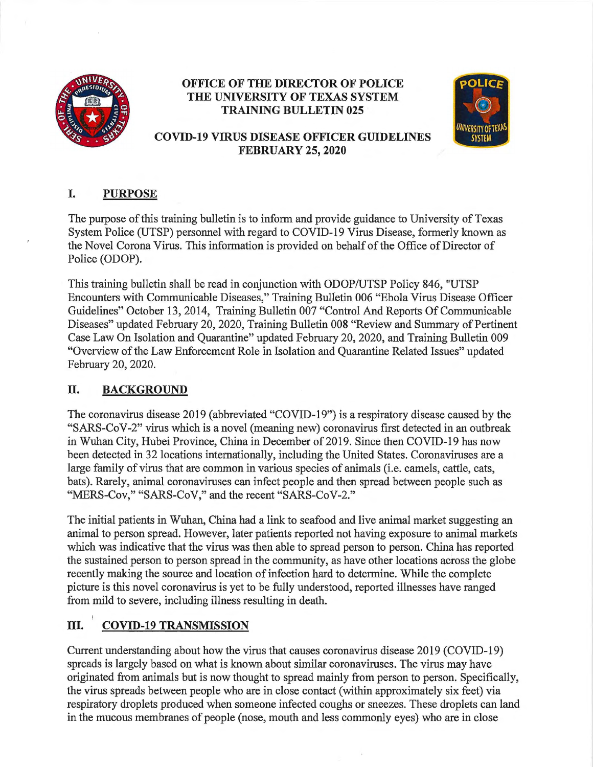**OFFICE OF THE DIRECTOR OF POLICE**
**THE UNIVERSITY OF TEXAS SYSTEM**
**TRAINING BULLETIN 025**

**COVID-19 VIRUS DISEASE OFFICER GUIDELINES**
**FEBRUARY 25, 2020**

## I. PURPOSE

The purpose of this training bulletin is to inform and provide guidance to University of Texas System Police (UTSP) personnel with regard to COVID-19 Virus Disease, formerly known as the Novel Corona Virus. This information is provided on behalf of the Office of Director of Police (ODOP).

This training bulletin shall be read in conjunction with ODOP/UTSP Policy 846, "UTSP Encounters with Communicable Diseases," Training Bulletin 006 "Ebola Virus Disease Officer Guidelines" October 13, 2014, Training Bulletin 007 "Control And Reports Of Communicable Diseases" updated February 20, 2020, Training Bulletin 008 "Review and Summary of Pertinent Case Law On Isolation and Quarantine" updated February 20, 2020, and Training Bulletin 009 "Overview of the Law Enforcement Role in Isolation and Quarantine Related Issues" updated February 20, 2020.

## II. BACKGROUND

The coronavirus disease 2019 (abbreviated "COVID-19") is a respiratory disease caused by the "SARS-CoV-2" virus which is a novel (meaning new) coronavirus first detected in an outbreak in Wuhan City, Hubei Province, China in December of 2019. Since then COVID-19 has now been detected in 32 locations internationally, including the United States. Coronaviruses are a large family of virus that are common in various species of animals (i.e. camels, cattle, cats, bats). Rarely, animal coronaviruses can infect people and then spread between people such as "MERS-Cov," "SARS-CoV," and the recent "SARS-CoV-2."

The initial patients in Wuhan, China had a link to seafood and live animal market suggesting an animal to person spread. However, later patients reported not having exposure to animal markets which was indicative that the virus was then able to spread person to person. China has reported the sustained person to person spread in the community, as have other locations across the globe recently making the source and location of infection hard to determine. While the complete picture is this novel coronavirus is yet to be fully understood, reported illnesses have ranged from mild to severe, including illness resulting in death.

## III. COVID-19 TRANSMISSION

Current understanding about how the virus that causes coronavirus disease 2019 (COVID-19) spreads is largely based on what is known about similar coronaviruses. The virus may have originated from animals but is now thought to spread mainly from person to person. Specifically, the virus spreads between people who are in close contact (within approximately six feet) via respiratory droplets produced when someone infected coughs or sneezes. These droplets can land in the mucous membranes of people (nose, mouth and less commonly eyes) who are in close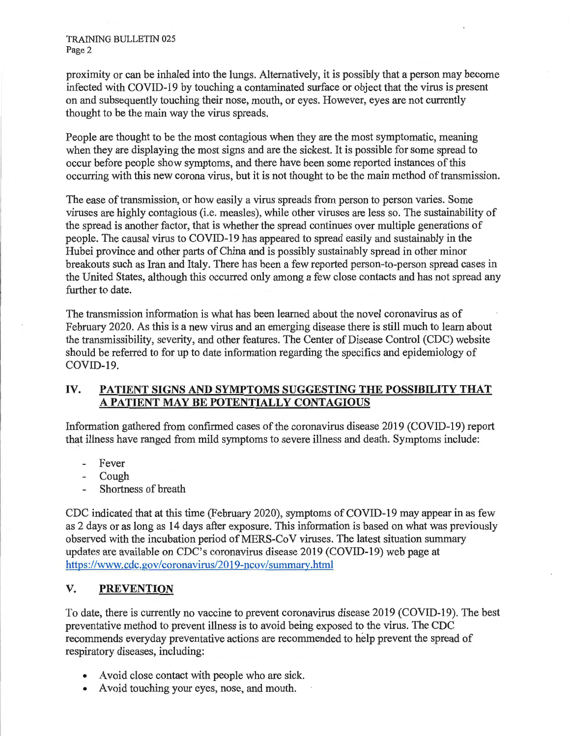proximity or can be inhaled into the lungs. Alternatively, it is possibly that a person may become infected with COVID-19 by touching a contaminated surface or object that the virus is present on and subsequently touching their nose, mouth, or eyes. However, eyes are not currently thought to be the main way the virus spreads.

People are thought to be the most contagious when they are the most symptomatic, meaning when they are displaying the most signs and are the sickest. It is possible for some spread to occur before people show symptoms, and there have been some reported instances of this occurring with this new corona virus, but it is not thought to be the main method of transmission.

The ease of transmission, or how easily a virus spreads from person to person varies. Some viruses are highly contagious (i.e. measles), while other viruses are less so. The sustainability of the spread is another factor, that is whether the spread continues over multiple generations of people. The causal virus to COVID-19 has appeared to spread easily and sustainably in the Hubei province and other parts of China and is possibly sustainably spread in other minor breakouts such as Iran and Italy. There has been a few reported person-to-person spread cases in the United States, although this occurred only among a few close contacts and has not spread any further to date.

The transmission information is what has been learned about the novel coronavirus as of February 2020. As this is a new virus and an emerging disease there is still much to learn about the transmissibility, severity, and other features. The Center of Disease Control (CDC) website should be referred to for up to date information regarding the specifics and epidemiology of COVID-19.

## IV. PATIENT SIGNS AND SYMPTOMS SUGGESTING THE POSSIBILITY THAT A PATIENT MAY BE POTENTIALLY CONTAGIOUS

Information gathered from confirmed cases of the coronavirus disease 2019 (COVID-19) report that illness have ranged from mild symptoms to severe illness and death. Symptoms include:

- Fever
- Cough
- Shortness of breath

CDC indicated that at this time (February 2020), symptoms of COVID-19 may appear in as few as 2 days or as long as 14 days after exposure. This information is based on what was previously observed with the incubation period of MERS-CoV viruses. The latest situation summary updates are available on CDC's coronavirus disease 2019 (COVID-19) web page at https://www.cdc.gov/coronavirus/2019-ncov/summary.html

## V. PREVENTION

To date, there is currently no vaccine to prevent coronavirus disease 2019 (COVID-19). The best preventative method to prevent illness is to avoid being exposed to the virus. The CDC recommends everyday preventative actions are recommended to help prevent the spread of respiratory diseases, including:

- Avoid close contact with people who are sick.
- Avoid touching your eyes, nose, and mouth.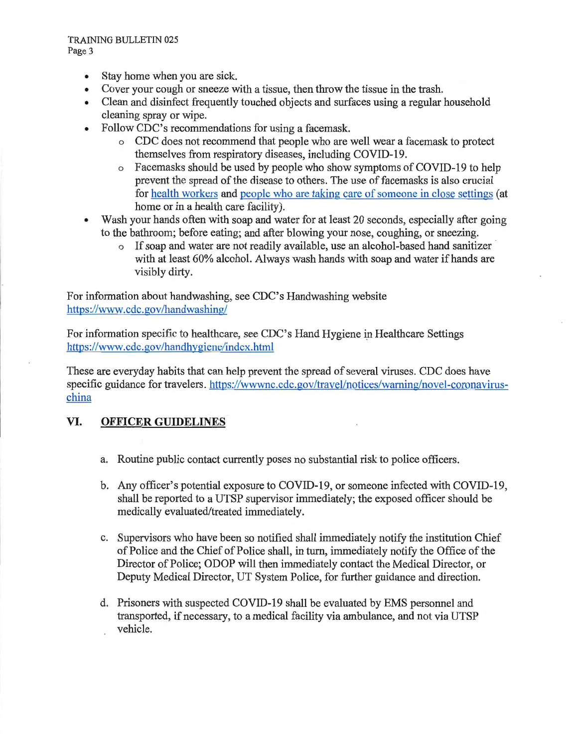- Stay home when you are sick.
- Cover your cough or sneeze with a tissue, then throw the tissue in the trash.
- Clean and disinfect frequently touched objects and surfaces using a regular household cleaning spray or wipe.
- Follow CDC's recommendations for using a facemask.
  - CDC does not recommend that people who are well wear a facemask to protect themselves from respiratory diseases, including COVID-19.
  - Facemasks should be used by people who show symptoms of COVID-19 to help prevent the spread of the disease to others. The use of facemasks is also crucial for health workers and people who are taking care of someone in close settings (at home or in a health care facility).
- Wash your hands often with soap and water for at least 20 seconds, especially after going to the bathroom; before eating; and after blowing your nose, coughing, or sneezing.
  - If soap and water are not readily available, use an alcohol-based hand sanitizer with at least 60% alcohol. Always wash hands with soap and water if hands are visibly dirty.

For information about handwashing, see CDC's Handwashing website https://www.cdc.gov/handwashing/

For information specific to healthcare, see CDC's Hand Hygiene in Healthcare Settings https://www.cdc.gov/handhygiene/index.html

These are everyday habits that can help prevent the spread of several viruses. CDC does have specific guidance for travelers. https://wwwnc.cdc.gov/travel/notices/warning/novel-coronavirus-china

## VI. OFFICER GUIDELINES

a. Routine public contact currently poses no substantial risk to police officers.

b. Any officer's potential exposure to COVID-19, or someone infected with COVID-19, shall be reported to a UTSP supervisor immediately; the exposed officer should be medically evaluated/treated immediately.

c. Supervisors who have been so notified shall immediately notify the institution Chief of Police and the Chief of Police shall, in turn, immediately notify the Office of the Director of Police; ODOP will then immediately contact the Medical Director, or Deputy Medical Director, UT System Police, for further guidance and direction.

d. Prisoners with suspected COVID-19 shall be evaluated by EMS personnel and transported, if necessary, to a medical facility via ambulance, and not via UTSP vehicle.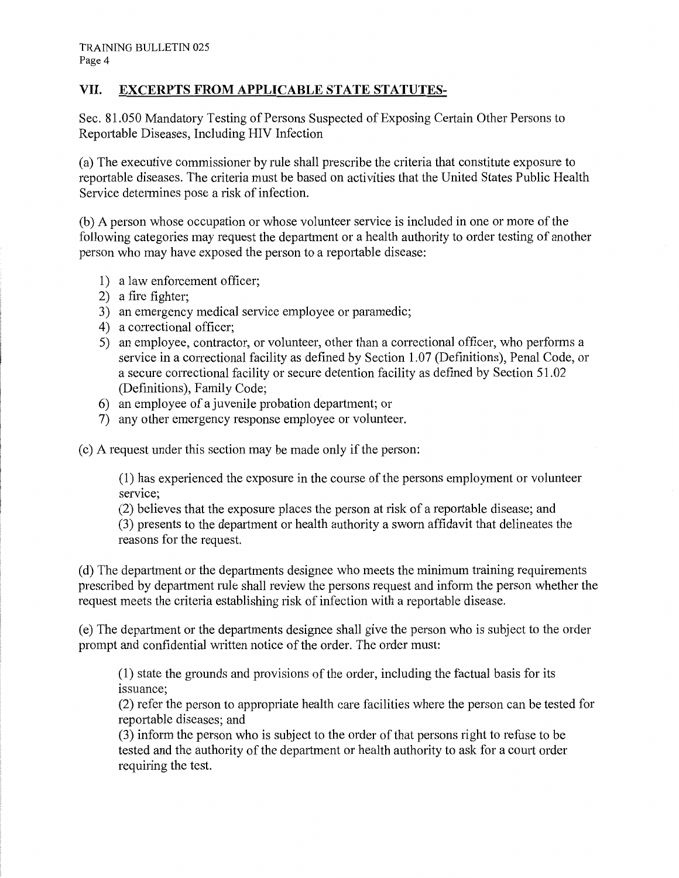## VII. EXCERPTS FROM APPLICABLE STATE STATUTES-

Sec. 81.050 Mandatory Testing of Persons Suspected of Exposing Certain Other Persons to Reportable Diseases, Including HIV Infection

(a) The executive commissioner by rule shall prescribe the criteria that constitute exposure to reportable diseases. The criteria must be based on activities that the United States Public Health Service determines pose a risk of infection.

(b) A person whose occupation or whose volunteer service is included in one or more of the following categories may request the department or a health authority to order testing of another person who may have exposed the person to a reportable disease:

1) a law enforcement officer;
2) a fire fighter;
3) an emergency medical service employee or paramedic;
4) a correctional officer;
5) an employee, contractor, or volunteer, other than a correctional officer, who performs a service in a correctional facility as defined by Section 1.07 (Definitions), Penal Code, or a secure correctional facility or secure detention facility as defined by Section 51.02 (Definitions), Family Code;
6) an employee of a juvenile probation department; or
7) any other emergency response employee or volunteer.

(c) A request under this section may be made only if the person:

> (1) has experienced the exposure in the course of the persons employment or volunteer service;
>
> (2) believes that the exposure places the person at risk of a reportable disease; and
>
> (3) presents to the department or health authority a sworn affidavit that delineates the reasons for the request.

(d) The department or the departments designee who meets the minimum training requirements prescribed by department rule shall review the persons request and inform the person whether the request meets the criteria establishing risk of infection with a reportable disease.

(e) The department or the departments designee shall give the person who is subject to the order prompt and confidential written notice of the order. The order must:

> (1) state the grounds and provisions of the order, including the factual basis for its issuance;
>
> (2) refer the person to appropriate health care facilities where the person can be tested for reportable diseases; and
>
> (3) inform the person who is subject to the order of that persons right to refuse to be tested and the authority of the department or health authority to ask for a court order requiring the test.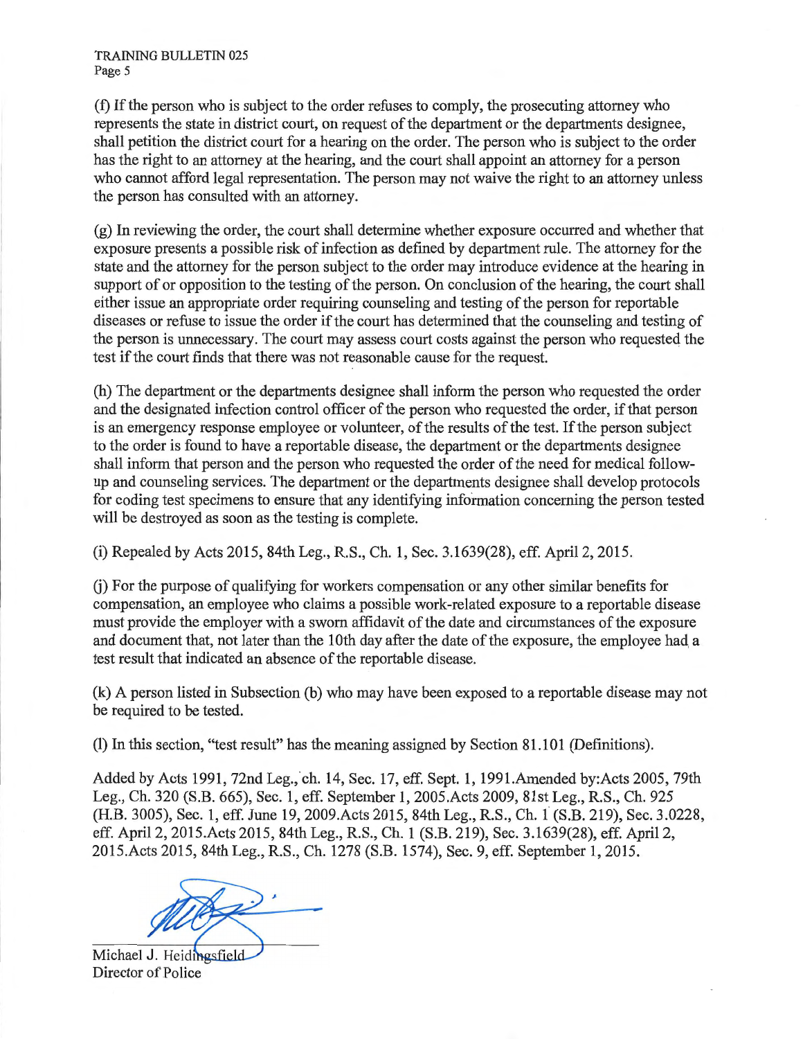(f) If the person who is subject to the order refuses to comply, the prosecuting attorney who represents the state in district court, on request of the department or the departments designee, shall petition the district court for a hearing on the order. The person who is subject to the order has the right to an attorney at the hearing, and the court shall appoint an attorney for a person who cannot afford legal representation. The person may not waive the right to an attorney unless the person has consulted with an attorney.

(g) In reviewing the order, the court shall determine whether exposure occurred and whether that exposure presents a possible risk of infection as defined by department rule. The attorney for the state and the attorney for the person subject to the order may introduce evidence at the hearing in support of or opposition to the testing of the person. On conclusion of the hearing, the court shall either issue an appropriate order requiring counseling and testing of the person for reportable diseases or refuse to issue the order if the court has determined that the counseling and testing of the person is unnecessary. The court may assess court costs against the person who requested the test if the court finds that there was not reasonable cause for the request.

(h) The department or the departments designee shall inform the person who requested the order and the designated infection control officer of the person who requested the order, if that person is an emergency response employee or volunteer, of the results of the test. If the person subject to the order is found to have a reportable disease, the department or the departments designee shall inform that person and the person who requested the order of the need for medical follow-up and counseling services. The department or the departments designee shall develop protocols for coding test specimens to ensure that any identifying information concerning the person tested will be destroyed as soon as the testing is complete.

(i) Repealed by Acts 2015, 84th Leg., R.S., Ch. 1, Sec. 3.1639(28), eff. April 2, 2015.

(j) For the purpose of qualifying for workers compensation or any other similar benefits for compensation, an employee who claims a possible work-related exposure to a reportable disease must provide the employer with a sworn affidavit of the date and circumstances of the exposure and document that, not later than the 10th day after the date of the exposure, the employee had a test result that indicated an absence of the reportable disease.

(k) A person listed in Subsection (b) who may have been exposed to a reportable disease may not be required to be tested.

(l) In this section, "test result" has the meaning assigned by Section 81.101 (Definitions).

Added by Acts 1991, 72nd Leg., ch. 14, Sec. 17, eff. Sept. 1, 1991.Amended by:Acts 2005, 79th Leg., Ch. 320 (S.B. 665), Sec. 1, eff. September 1, 2005.Acts 2009, 81st Leg., R.S., Ch. 925 (H.B. 3005), Sec. 1, eff. June 19, 2009.Acts 2015, 84th Leg., R.S., Ch. 1 (S.B. 219), Sec. 3.0228, eff. April 2, 2015.Acts 2015, 84th Leg., R.S., Ch. 1 (S.B. 219), Sec. 3.1639(28), eff. April 2, 2015.Acts 2015, 84th Leg., R.S., Ch. 1278 (S.B. 1574), Sec. 9, eff. September 1, 2015.

Michael J. Heidingsfield
Director of Police